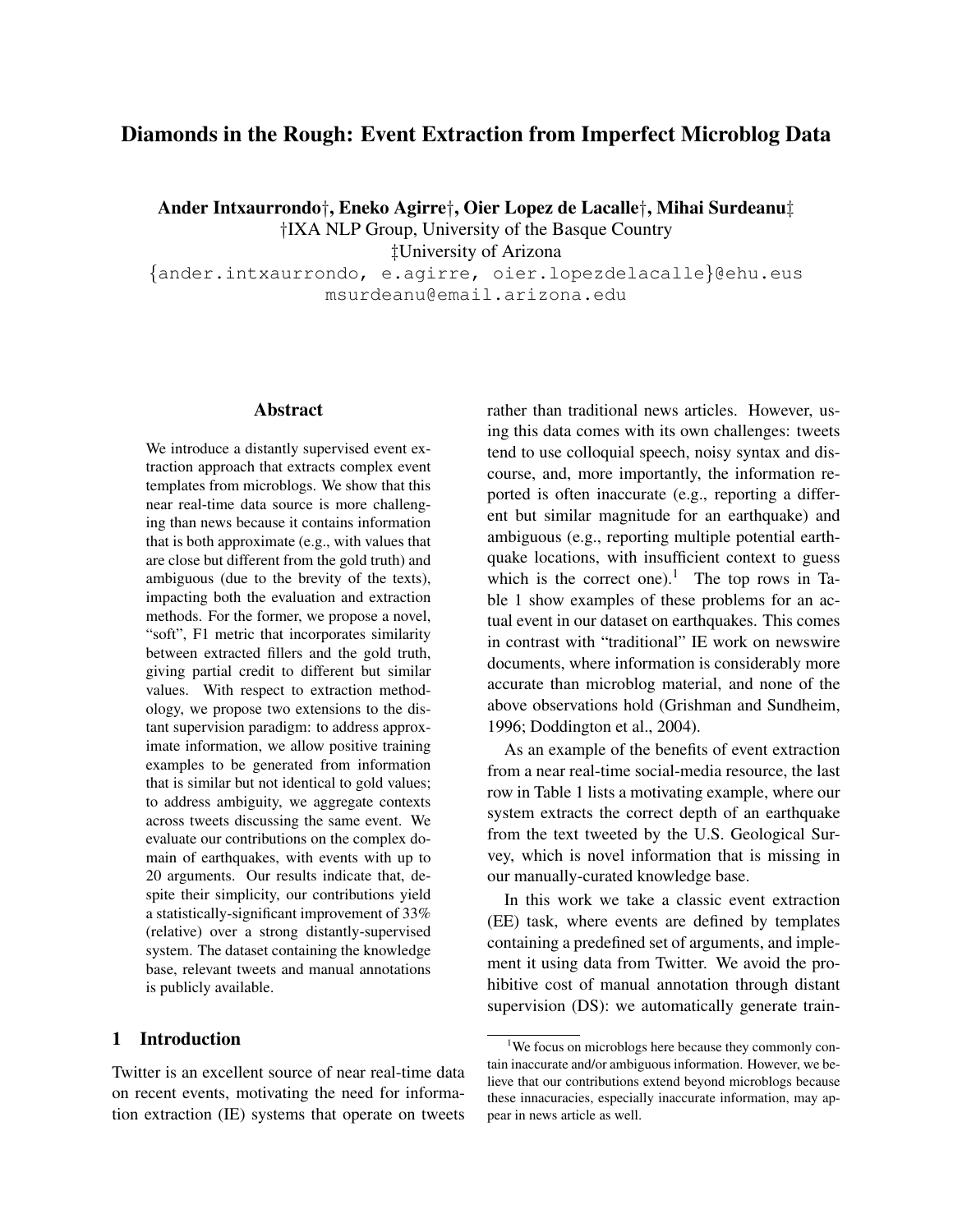# Diamonds in the Rough: Event Extraction from Imperfect Microblog Data

**Ander Intxaurrondo†, Eneko Agirre†, Oier Lopez de Lacalle†, Mihai Surdeanu‡**
†IXA NLP Group, University of the Basque Country
‡University of Arizona
{ander.intxaurrondo, e.agirre, oier.lopezdelacalle}@ehu.eus
msurdeanu@email.arizona.edu

## Abstract

We introduce a distantly supervised event extraction approach that extracts complex event templates from microblogs. We show that this near real-time data source is more challenging than news because it contains information that is both approximate (e.g., with values that are close but different from the gold truth) and ambiguous (due to the brevity of the texts), impacting both the evaluation and extraction methods. For the former, we propose a novel, "soft", F1 metric that incorporates similarity between extracted fillers and the gold truth, giving partial credit to different but similar values. With respect to extraction methodology, we propose two extensions to the distant supervision paradigm: to address approximate information, we allow positive training examples to be generated from information that is similar but not identical to gold values; to address ambiguity, we aggregate contexts across tweets discussing the same event. We evaluate our contributions on the complex domain of earthquakes, with events with up to 20 arguments. Our results indicate that, despite their simplicity, our contributions yield a statistically-significant improvement of 33% (relative) over a strong distantly-supervised system. The dataset containing the knowledge base, relevant tweets and manual annotations is publicly available.

## 1 Introduction

Twitter is an excellent source of near real-time data on recent events, motivating the need for information extraction (IE) systems that operate on tweets rather than traditional news articles. However, using this data comes with its own challenges: tweets tend to use colloquial speech, noisy syntax and discourse, and, more importantly, the information reported is often inaccurate (e.g., reporting a different but similar magnitude for an earthquake) and ambiguous (e.g., reporting multiple potential earthquake locations, with insufficient context to guess which is the correct one).[1] The top rows in Table 1 show examples of these problems for an actual event in our dataset on earthquakes. This comes in contrast with "traditional" IE work on newswire documents, where information is considerably more accurate than microblog material, and none of the above observations hold (Grishman and Sundheim, 1996; Doddington et al., 2004).

As an example of the benefits of event extraction from a near real-time social-media resource, the last row in Table 1 lists a motivating example, where our system extracts the correct depth of an earthquake from the text tweeted by the U.S. Geological Survey, which is novel information that is missing in our manually-curated knowledge base.

In this work we take a classic event extraction (EE) task, where events are defined by templates containing a predefined set of arguments, and implement it using data from Twitter. We avoid the prohibitive cost of manual annotation through distant supervision (DS): we automatically generate train-

[1] We focus on microblogs here because they commonly contain inaccurate and/or ambiguous information. However, we believe that our contributions extend beyond microblogs because these innacuracies, especially inaccurate information, may appear in news article as well.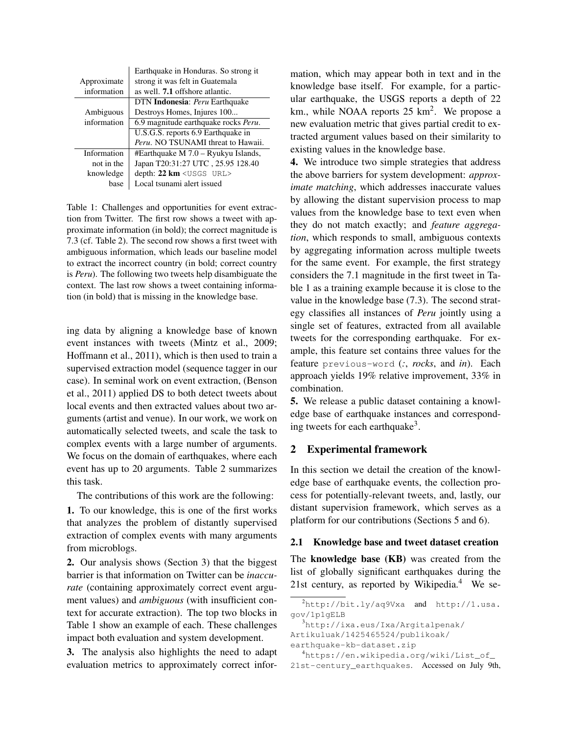| | |
|---|---|
| Approximate information | Earthquake in Honduras. So strong it strong it was felt in Guatemala as well. **7.1** offshore atlantic. |
| Ambiguous information | DTN **Indonesia**: *Peru* Earthquake Destroys Homes, Injures 100... |
| | 6.9 magnitude earthquake rocks *Peru*. |
| | U.S.G.S. reports 6.9 Earthquake in *Peru*. NO TSUNAMI threat to Hawaii. |
| Information not in the knowledge base | #Earthquake M 7.0 – Ryukyu Islands, Japan T20:31:27 UTC , 25.95 128.40 depth: **22 km** `<USGS URL>` Local tsunami alert issued |

Table 1: Challenges and opportunities for event extraction from Twitter. The first row shows a tweet with approximate information (in bold); the correct magnitude is 7.3 (cf. Table 2). The second row shows a first tweet with ambiguous information, which leads our baseline model to extract the incorrect country (in bold; correct country is *Peru*). The following two tweets help disambiguate the context. The last row shows a tweet containing information (in bold) that is missing in the knowledge base.

ing data by aligning a knowledge base of known event instances with tweets (Mintz et al., 2009; Hoffmann et al., 2011), which is then used to train a supervised extraction model (sequence tagger in our case). In seminal work on event extraction, (Benson et al., 2011) applied DS to both detect tweets about local events and then extracted values about two arguments (artist and venue). In our work, we work on automatically selected tweets, and scale the task to complex events with a large number of arguments. We focus on the domain of earthquakes, where each event has up to 20 arguments. Table 2 summarizes this task.

The contributions of this work are the following:

**1.** To our knowledge, this is one of the first works that analyzes the problem of distantly supervised extraction of complex events with many arguments from microblogs.

**2.** Our analysis shows (Section 3) that the biggest barrier is that information on Twitter can be *inaccurate* (containing approximately correct event argument values) and *ambiguous* (with insufficient context for accurate extraction). The top two blocks in Table 1 show an example of each. These challenges impact both evaluation and system development.

**3.** The analysis also highlights the need to adapt evaluation metrics to approximately correct information, which may appear both in text and in the knowledge base itself. For example, for a particular earthquake, the USGS reports a depth of 22 km., while NOAA reports 25 km[2]. We propose a new evaluation metric that gives partial credit to extracted argument values based on their similarity to existing values in the knowledge base.

**4.** We introduce two simple strategies that address the above barriers for system development: *approximate matching*, which addresses inaccurate values by allowing the distant supervision process to map values from the knowledge base to text even when they do not match exactly; and *feature aggregation*, which responds to small, ambiguous contexts by aggregating information across multiple tweets for the same event. For example, the first strategy considers the 7.1 magnitude in the first tweet in Table 1 as a training example because it is close to the value in the knowledge base (7.3). The second strategy classifies all instances of *Peru* jointly using a single set of features, extracted from all available tweets for the corresponding earthquake. For example, this feature set contains three values for the feature `previous-word` (*:*, *rocks*, and *in*). Each approach yields 19% relative improvement, 33% in combination.

**5.** We release a public dataset containing a knowledge base of earthquake instances and corresponding tweets for each earthquake[3].

## 2 Experimental framework

In this section we detail the creation of the knowledge base of earthquake events, the collection process for potentially-relevant tweets, and, lastly, our distant supervision framework, which serves as a platform for our contributions (Sections 5 and 6).

### 2.1 Knowledge base and tweet dataset creation

The **knowledge base (KB)** was created from the list of globally significant earthquakes during the 21st century, as reported by Wikipedia.[4] We se-

[2] http://bit.ly/aq9Vxa and http://1.usa.gov/1p1gELB

[3] http://ixa.eus/Ixa/Argitalpenak/Artikuluak/1425465524/publikoak/earthquake-kb-dataset.zip

[4] https://en.wikipedia.org/wiki/List_of_21st-century_earthquakes. Accessed on July 9th,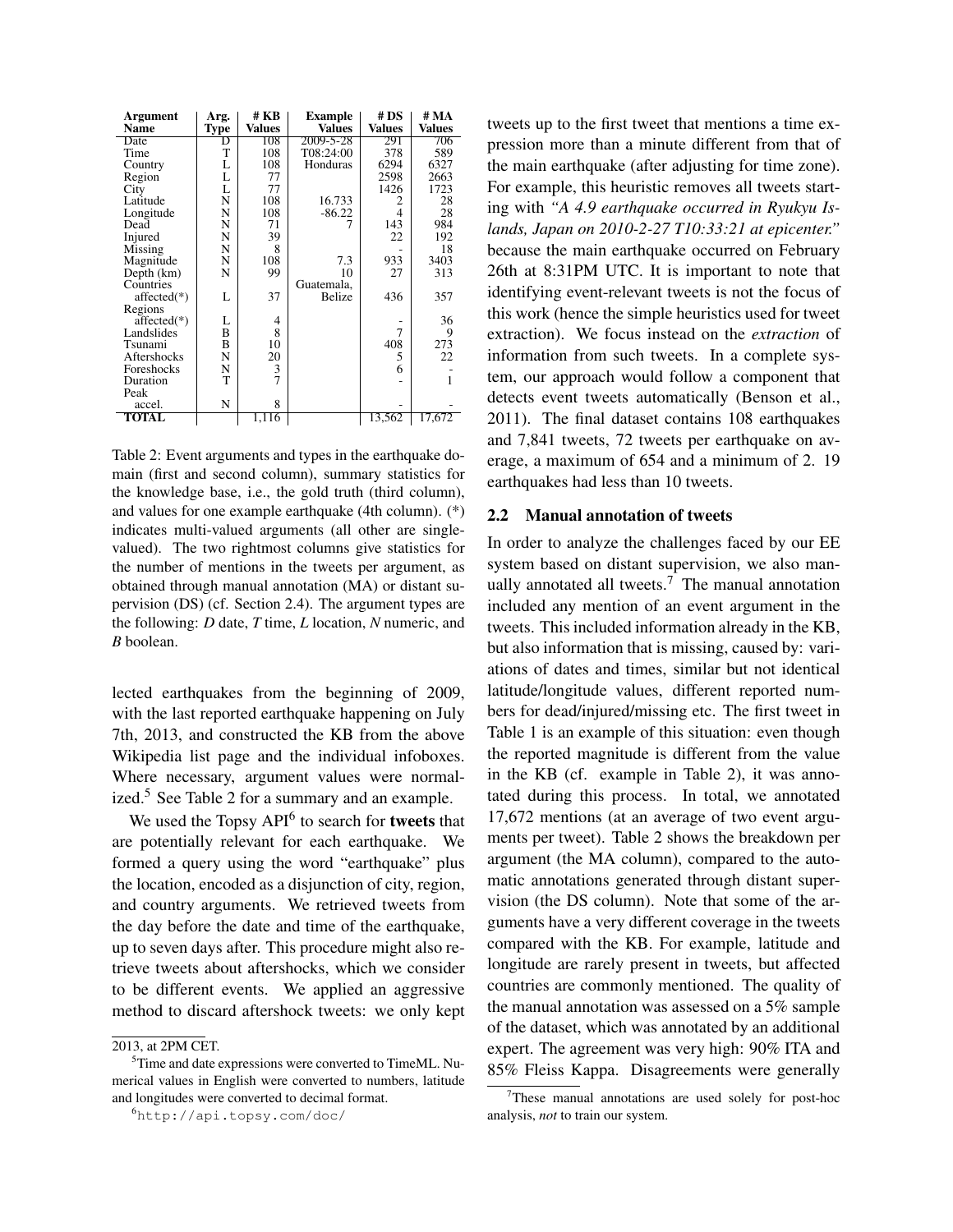| Argument Name | Arg. Type | # KB Values | Example Values | # DS Values | # MA Values |
|---|---|---|---|---|---|
| Date | D | 108 | 2009-5-28 | 291 | 706 |
| Time | T | 108 | T08:24:00 | 378 | 589 |
| Country | L | 108 | Honduras | 6294 | 6327 |
| Region | L | 77 | | 2598 | 2663 |
| City | L | 77 | | 1426 | 1723 |
| Latitude | N | 108 | 16.733 | 2 | 28 |
| Longitude | N | 108 | -86.22 | 4 | 28 |
| Dead | N | 71 | 7 | 143 | 984 |
| Injured | N | 39 | | 22 | 192 |
| Missing | N | 8 | | - | 18 |
| Magnitude | N | 108 | 7.3 | 933 | 3403 |
| Depth (km) | N | 99 | 10 | 27 | 313 |
| Countries affected(*) | L | 37 | Guatemala, Belize | 436 | 357 |
| Regions affected(*) | L | 4 | | - | 36 |
| Landslides | B | 8 | | 7 | 9 |
| Tsunami | B | 10 | | 408 | 273 |
| Aftershocks | N | 20 | | 5 | 22 |
| Foreshocks | N | 3 | | 6 | - |
| Duration | T | 7 | | - | 1 |
| Peak accel. | N | 8 | | - | - |
| **TOTAL** | | 1,116 | | 13,562 | 17,672 |

Table 2: Event arguments and types in the earthquake domain (first and second column), summary statistics for the knowledge base, i.e., the gold truth (third column), and values for one example earthquake (4th column). (*) indicates multi-valued arguments (all other are single-valued). The two rightmost columns give statistics for the number of mentions in the tweets per argument, as obtained through manual annotation (MA) or distant supervision (DS) (cf. Section 2.4). The argument types are the following: *D* date, *T* time, *L* location, *N* numeric, and *B* boolean.

lected earthquakes from the beginning of 2009, with the last reported earthquake happening on July 7th, 2013, and constructed the KB from the above Wikipedia list page and the individual infoboxes. Where necessary, argument values were normalized.[5] See Table 2 for a summary and an example.

We used the Topsy API[6] to search for **tweets** that are potentially relevant for each earthquake. We formed a query using the word "earthquake" plus the location, encoded as a disjunction of city, region, and country arguments. We retrieved tweets from the day before the date and time of the earthquake, up to seven days after. This procedure might also retrieve tweets about aftershocks, which we consider to be different events. We applied an aggressive method to discard aftershock tweets: we only kept tweets up to the first tweet that mentions a time expression more than a minute different from that of the main earthquake (after adjusting for time zone). For example, this heuristic removes all tweets starting with *"A 4.9 earthquake occurred in Ryukyu Islands, Japan on 2010-2-27 T10:33:21 at epicenter."* because the main earthquake occurred on February 26th at 8:31PM UTC. It is important to note that identifying event-relevant tweets is not the focus of this work (hence the simple heuristics used for tweet extraction). We focus instead on the *extraction* of information from such tweets. In a complete system, our approach would follow a component that detects event tweets automatically (Benson et al., 2011). The final dataset contains 108 earthquakes and 7,841 tweets, 72 tweets per earthquake on average, a maximum of 654 and a minimum of 2. 19 earthquakes had less than 10 tweets.

## 2.2 Manual annotation of tweets

In order to analyze the challenges faced by our EE system based on distant supervision, we also manually annotated all tweets.[7] The manual annotation included any mention of an event argument in the tweets. This included information already in the KB, but also information that is missing, caused by: variations of dates and times, similar but not identical latitude/longitude values, different reported numbers for dead/injured/missing etc. The first tweet in Table 1 is an example of this situation: even though the reported magnitude is different from the value in the KB (cf. example in Table 2), it was annotated during this process. In total, we annotated 17,672 mentions (at an average of two event arguments per tweet). Table 2 shows the breakdown per argument (the MA column), compared to the automatic annotations generated through distant supervision (the DS column). Note that some of the arguments have a very different coverage in the tweets compared with the KB. For example, latitude and longitude are rarely present in tweets, but affected countries are commonly mentioned. The quality of the manual annotation was assessed on a 5% sample of the dataset, which was annotated by an additional expert. The agreement was very high: 90% ITA and 85% Fleiss Kappa. Disagreements were generally

---

2013, at 2PM CET.

[5] Time and date expressions were converted to TimeML. Numerical values in English were converted to numbers, latitude and longitudes were converted to decimal format.

[6] http://api.topsy.com/doc/

[7] These manual annotations are used solely for post-hoc analysis, *not* to train our system.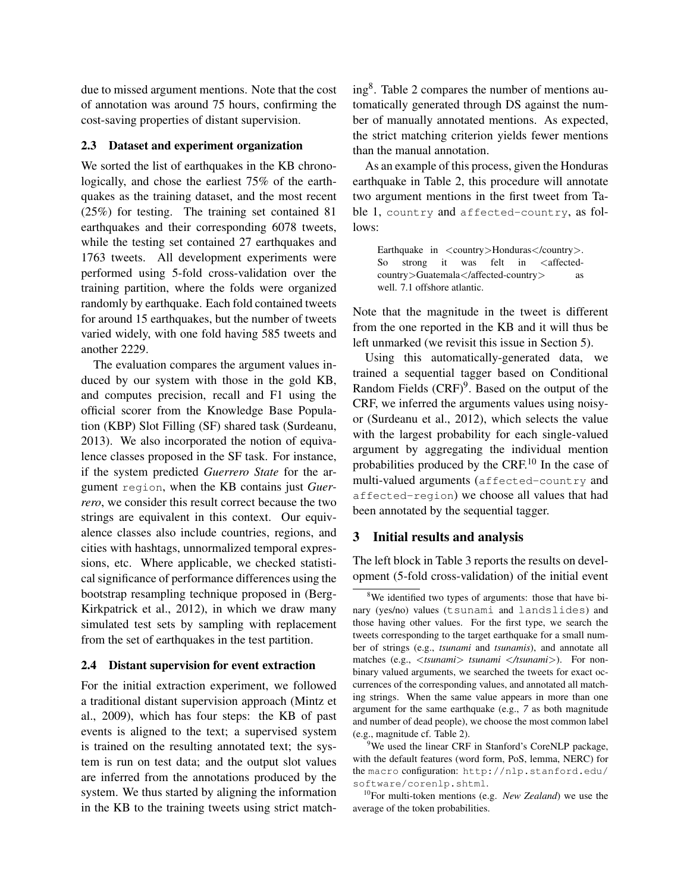due to missed argument mentions. Note that the cost of annotation was around 75 hours, confirming the cost-saving properties of distant supervision.

### 2.3 Dataset and experiment organization

We sorted the list of earthquakes in the KB chronologically, and chose the earliest 75% of the earthquakes as the training dataset, and the most recent (25%) for testing. The training set contained 81 earthquakes and their corresponding 6078 tweets, while the testing set contained 27 earthquakes and 1763 tweets. All development experiments were performed using 5-fold cross-validation over the training partition, where the folds were organized randomly by earthquake. Each fold contained tweets for around 15 earthquakes, but the number of tweets varied widely, with one fold having 585 tweets and another 2229.

The evaluation compares the argument values induced by our system with those in the gold KB, and computes precision, recall and F1 using the official scorer from the Knowledge Base Population (KBP) Slot Filling (SF) shared task (Surdeanu, 2013). We also incorporated the notion of equivalence classes proposed in the SF task. For instance, if the system predicted *Guerrero State* for the argument `region`, when the KB contains just *Guerrero*, we consider this result correct because the two strings are equivalent in this context. Our equivalence classes also include countries, regions, and cities with hashtags, unnormalized temporal expressions, etc. Where applicable, we checked statistical significance of performance differences using the bootstrap resampling technique proposed in (Berg-Kirkpatrick et al., 2012), in which we draw many simulated test sets by sampling with replacement from the set of earthquakes in the test partition.

### 2.4 Distant supervision for event extraction

For the initial extraction experiment, we followed a traditional distant supervision approach (Mintz et al., 2009), which has four steps: the KB of past events is aligned to the text; a supervised system is trained on the resulting annotated text; the system is run on test data; and the output slot values are inferred from the annotations produced by the system. We thus started by aligning the information in the KB to the training tweets using strict matching[8]. Table 2 compares the number of mentions automatically generated through DS against the number of manually annotated mentions. As expected, the strict matching criterion yields fewer mentions than the manual annotation.

As an example of this process, given the Honduras earthquake in Table 2, this procedure will annotate two argument mentions in the first tweet from Table 1, `country` and `affected-country`, as follows:

> Earthquake in <country>Honduras</country>. So strong it was felt in <affected-country>Guatemala</affected-country> as well. 7.1 offshore atlantic.

Note that the magnitude in the tweet is different from the one reported in the KB and it will thus be left unmarked (we revisit this issue in Section 5).

Using this automatically-generated data, we trained a sequential tagger based on Conditional Random Fields (CRF)[9]. Based on the output of the CRF, we inferred the arguments values using noisy-or (Surdeanu et al., 2012), which selects the value with the largest probability for each single-valued argument by aggregating the individual mention probabilities produced by the CRF.[10] In the case of multi-valued arguments (`affected-country` and `affected-region`) we choose all values that had been annotated by the sequential tagger.

## 3 Initial results and analysis

The left block in Table 3 reports the results on development (5-fold cross-validation) of the initial event

---

[8] We identified two types of arguments: those that have binary (yes/no) values (`tsunami` and `landslides`) and those having other values. For the first type, we search the tweets corresponding to the target earthquake for a small number of strings (e.g., *tsunami* and *tsunamis*), and annotate all matches (e.g., *<tsunami> tsunami </tsunami>*). For non-binary valued arguments, we searched the tweets for exact occurrences of the corresponding values, and annotated all matching strings. When the same value appears in more than one argument for the same earthquake (e.g., *7* as both magnitude and number of dead people), we choose the most common label (e.g., magnitude cf. Table 2).

[9] We used the linear CRF in Stanford's CoreNLP package, with the default features (word form, PoS, lemma, NERC) for the `macro` configuration: `http://nlp.stanford.edu/software/corenlp.shtml`.

[10] For multi-token mentions (e.g. *New Zealand*) we use the average of the token probabilities.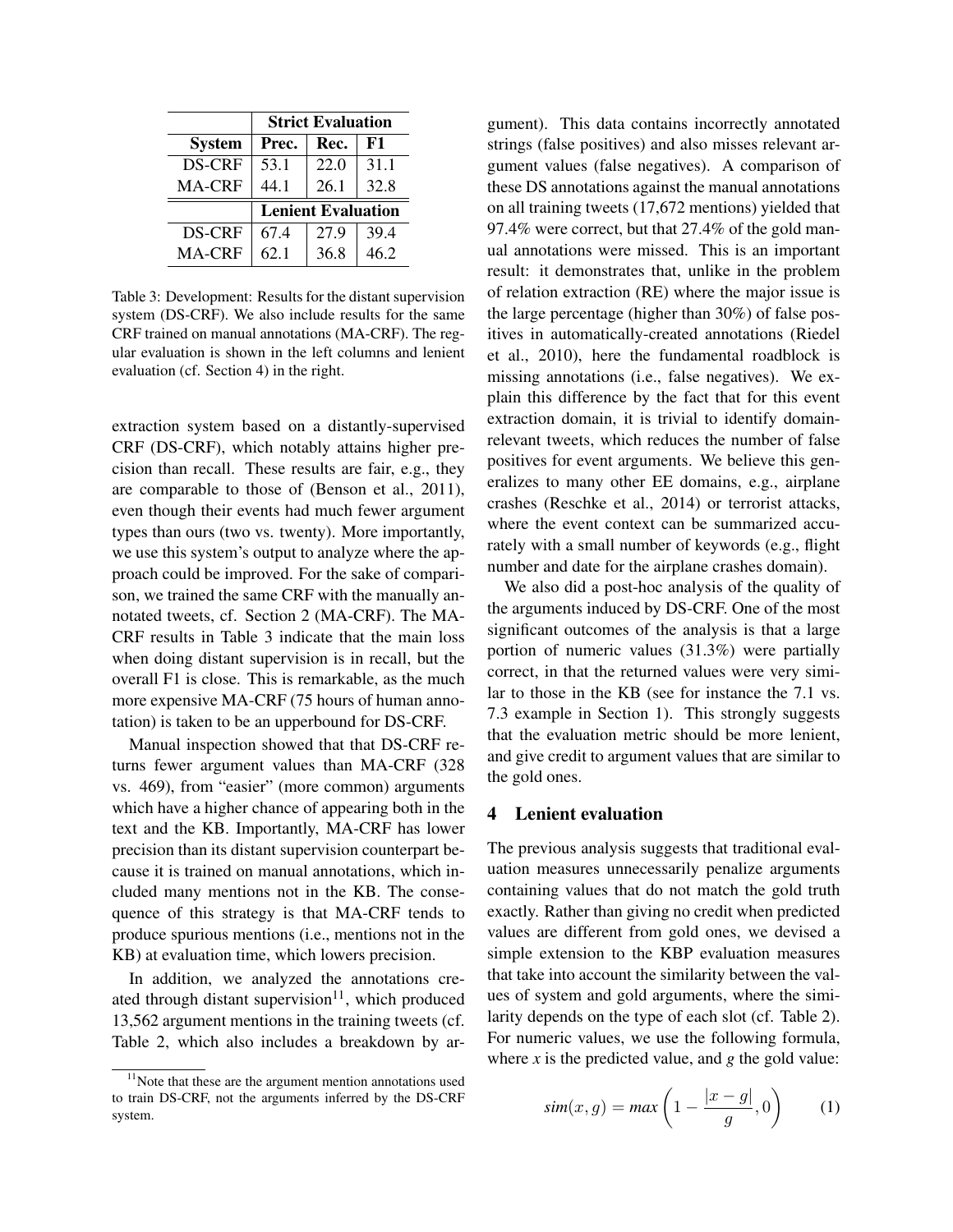| | Strict Evaluation | | |
|---|---|---|---|
| **System** | **Prec.** | **Rec.** | **F1** |
| DS-CRF | 53.1 | 22.0 | 31.1 |
| MA-CRF | 44.1 | 26.1 | 32.8 |
| | **Lenient Evaluation** | | |
| DS-CRF | 67.4 | 27.9 | 39.4 |
| MA-CRF | 62.1 | 36.8 | 46.2 |

Table 3: Development: Results for the distant supervision system (DS-CRF). We also include results for the same CRF trained on manual annotations (MA-CRF). The regular evaluation is shown in the left columns and lenient evaluation (cf. Section 4) in the right.

extraction system based on a distantly-supervised CRF (DS-CRF), which notably attains higher precision than recall. These results are fair, e.g., they are comparable to those of (Benson et al., 2011), even though their events had much fewer argument types than ours (two vs. twenty). More importantly, we use this system's output to analyze where the approach could be improved. For the sake of comparison, we trained the same CRF with the manually annotated tweets, cf. Section 2 (MA-CRF). The MA-CRF results in Table 3 indicate that the main loss when doing distant supervision is in recall, but the overall F1 is close. This is remarkable, as the much more expensive MA-CRF (75 hours of human annotation) is taken to be an upperbound for DS-CRF.

Manual inspection showed that that DS-CRF returns fewer argument values than MA-CRF (328 vs. 469), from "easier" (more common) arguments which have a higher chance of appearing both in the text and the KB. Importantly, MA-CRF has lower precision than its distant supervision counterpart because it is trained on manual annotations, which included many mentions not in the KB. The consequence of this strategy is that MA-CRF tends to produce spurious mentions (i.e., mentions not in the KB) at evaluation time, which lowers precision.

In addition, we analyzed the annotations created through distant supervision[11], which produced 13,562 argument mentions in the training tweets (cf. Table 2, which also includes a breakdown by argument). This data contains incorrectly annotated strings (false positives) and also misses relevant argument values (false negatives). A comparison of these DS annotations against the manual annotations on all training tweets (17,672 mentions) yielded that 97.4% were correct, but that 27.4% of the gold manual annotations were missed. This is an important result: it demonstrates that, unlike in the problem of relation extraction (RE) where the major issue is the large percentage (higher than 30%) of false positives in automatically-created annotations (Riedel et al., 2010), here the fundamental roadblock is missing annotations (i.e., false negatives). We explain this difference by the fact that for this event extraction domain, it is trivial to identify domain-relevant tweets, which reduces the number of false positives for event arguments. We believe this generalizes to many other EE domains, e.g., airplane crashes (Reschke et al., 2014) or terrorist attacks, where the event context can be summarized accurately with a small number of keywords (e.g., flight number and date for the airplane crashes domain).

We also did a post-hoc analysis of the quality of the arguments induced by DS-CRF. One of the most significant outcomes of the analysis is that a large portion of numeric values (31.3%) were partially correct, in that the returned values were very similar to those in the KB (see for instance the 7.1 vs. 7.3 example in Section 1). This strongly suggests that the evaluation metric should be more lenient, and give credit to argument values that are similar to the gold ones.

## 4 Lenient evaluation

The previous analysis suggests that traditional evaluation measures unnecessarily penalize arguments containing values that do not match the gold truth exactly. Rather than giving no credit when predicted values are different from gold ones, we devised a simple extension to the KBP evaluation measures that take into account the similarity between the values of system and gold arguments, where the similarity depends on the type of each slot (cf. Table 2). For numeric values, we use the following formula, where $x$ is the predicted value, and $g$ the gold value:

$$sim(x, g) = max\left(1 - \frac{|x - g|}{g}, 0\right) \qquad (1)$$

[11] Note that these are the argument mention annotations used to train DS-CRF, not the arguments inferred by the DS-CRF system.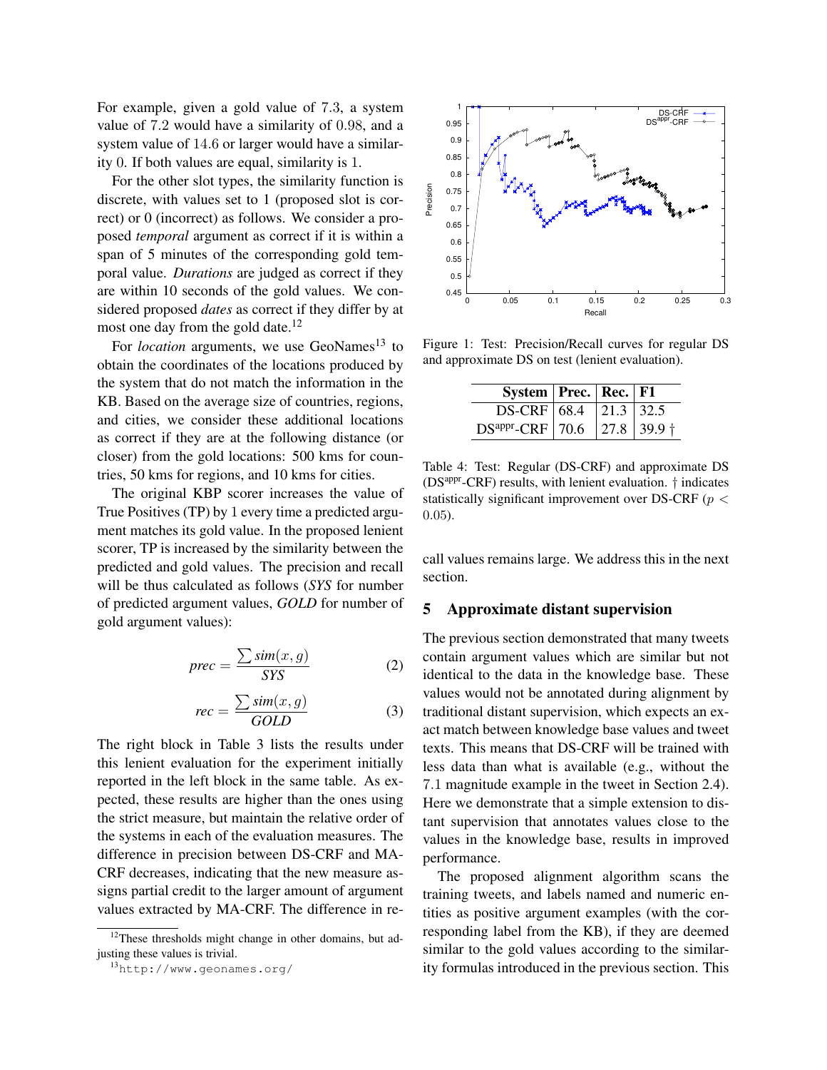For example, given a gold value of 7.3, a system value of 7.2 would have a similarity of 0.98, and a system value of 14.6 or larger would have a similarity 0. If both values are equal, similarity is 1.

For the other slot types, the similarity function is discrete, with values set to 1 (proposed slot is correct) or 0 (incorrect) as follows. We consider a proposed *temporal* argument as correct if it is within a span of 5 minutes of the corresponding gold temporal value. *Durations* are judged as correct if they are within 10 seconds of the gold values. We considered proposed *dates* as correct if they differ by at most one day from the gold date.[12]

For *location* arguments, we use GeoNames[13] to obtain the coordinates of the locations produced by the system that do not match the information in the KB. Based on the average size of countries, regions, and cities, we consider these additional locations as correct if they are at the following distance (or closer) from the gold locations: 500 kms for countries, 50 kms for regions, and 10 kms for cities.

The original KBP scorer increases the value of True Positives (TP) by 1 every time a predicted argument matches its gold value. In the proposed lenient scorer, TP is increased by the similarity between the predicted and gold values. The precision and recall will be thus calculated as follows (*SYS* for number of predicted argument values, *GOLD* for number of gold argument values):

$$prec = \frac{\sum sim(x, g)}{SYS} \tag{2}$$

$$rec = \frac{\sum sim(x, g)}{GOLD} \tag{3}$$

The right block in Table 3 lists the results under this lenient evaluation for the experiment initially reported in the left block in the same table. As expected, these results are higher than the ones using the strict measure, but maintain the relative order of the systems in each of the evaluation measures. The difference in precision between DS-CRF and MA-CRF decreases, indicating that the new measure assigns partial credit to the larger amount of argument values extracted by MA-CRF. The difference in recall values remains large. We address this in the next section.

[12] These thresholds might change in other domains, but adjusting these values is trivial.

[13] http://www.geonames.org/

Figure 1: Test: Precision/Recall curves for regular DS and approximate DS on test (lenient evaluation).

| System | Prec. | Rec. | F1 |
|---|---|---|---|
| DS-CRF | 68.4 | 21.3 | 32.5 |
| DS$^{appr}$-CRF | 70.6 | 27.8 | 39.9 † |

Table 4: Test: Regular (DS-CRF) and approximate DS (DS$^{appr}$-CRF) results, with lenient evaluation. † indicates statistically significant improvement over DS-CRF ($p < 0.05$).

## 5 Approximate distant supervision

The previous section demonstrated that many tweets contain argument values which are similar but not identical to the data in the knowledge base. These values would not be annotated during alignment by traditional distant supervision, which expects an exact match between knowledge base values and tweet texts. This means that DS-CRF will be trained with less data than what is available (e.g., without the 7.1 magnitude example in the tweet in Section 2.4). Here we demonstrate that a simple extension to distant supervision that annotates values close to the values in the knowledge base, results in improved performance.

The proposed alignment algorithm scans the training tweets, and labels named and numeric entities as positive argument examples (with the corresponding label from the KB), if they are deemed similar to the gold values according to the similarity formulas introduced in the previous section. This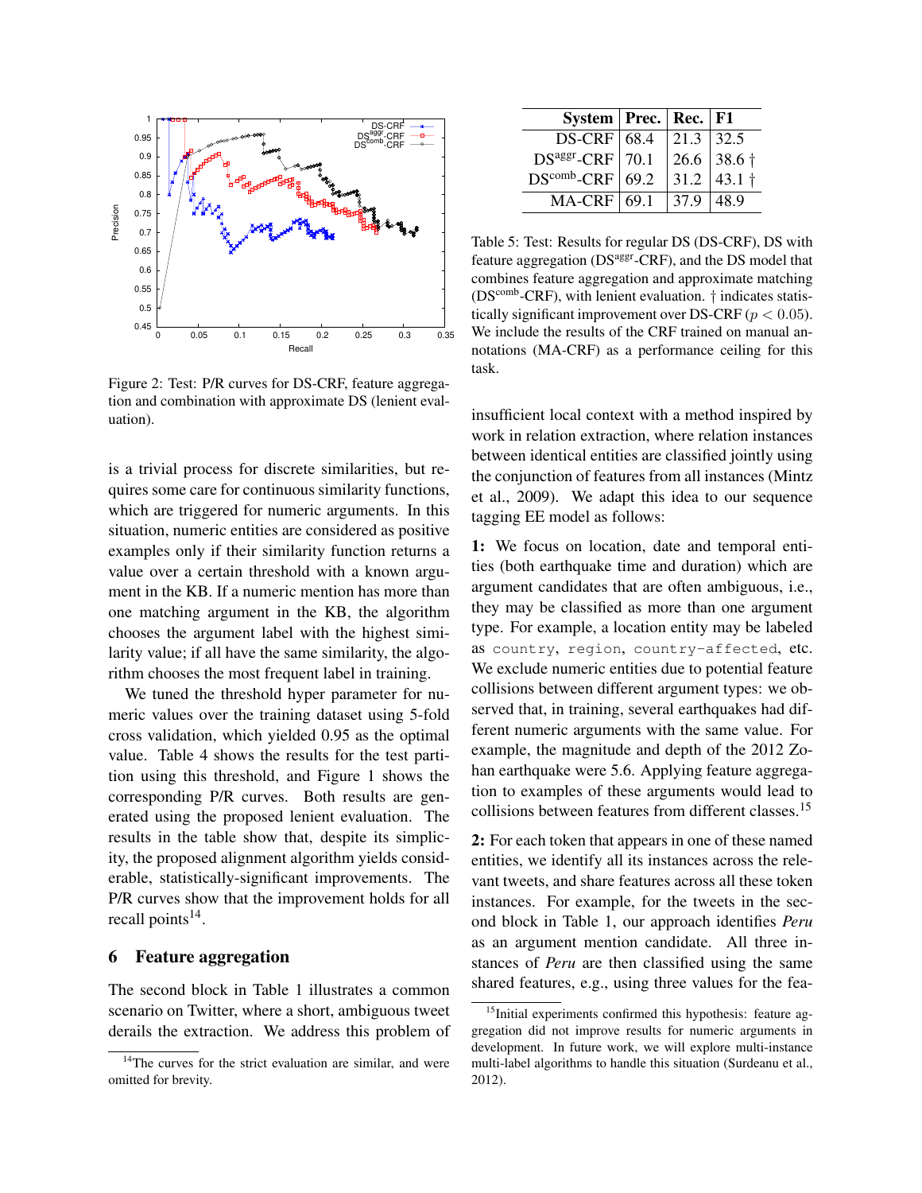Figure 2: Test: P/R curves for DS-CRF, feature aggregation and combination with approximate DS (lenient evaluation).

is a trivial process for discrete similarities, but requires some care for continuous similarity functions, which are triggered for numeric arguments. In this situation, numeric entities are considered as positive examples only if their similarity function returns a value over a certain threshold with a known argument in the KB. If a numeric mention has more than one matching argument in the KB, the algorithm chooses the argument label with the highest similarity value; if all have the same similarity, the algorithm chooses the most frequent label in training.

We tuned the threshold hyper parameter for numeric values over the training dataset using 5-fold cross validation, which yielded 0.95 as the optimal value. Table 4 shows the results for the test partition using this threshold, and Figure 1 shows the corresponding P/R curves. Both results are generated using the proposed lenient evaluation. The results in the table show that, despite its simplicity, the proposed alignment algorithm yields considerable, statistically-significant improvements. The P/R curves show that the improvement holds for all recall points[14].

## 6 Feature aggregation

The second block in Table 1 illustrates a common scenario on Twitter, where a short, ambiguous tweet derails the extraction. We address this problem of insufficient local context with a method inspired by work in relation extraction, where relation instances between identical entities are classified jointly using the conjunction of features from all instances (Mintz et al., 2009). We adapt this idea to our sequence tagging EE model as follows:

| System | Prec. | Rec. | F1 |
|---|---|---|---|
| DS-CRF | 68.4 | 21.3 | 32.5 |
| $DS^{aggr}$-CRF | 70.1 | 26.6 | 38.6 † |
| $DS^{comb}$-CRF | 69.2 | 31.2 | 43.1 † |
| MA-CRF | 69.1 | 37.9 | 48.9 |

Table 5: Test: Results for regular DS (DS-CRF), DS with feature aggregation ($DS^{aggr}$-CRF), and the DS model that combines feature aggregation and approximate matching ($DS^{comb}$-CRF), with lenient evaluation. † indicates statistically significant improvement over DS-CRF ($p < 0.05$). We include the results of the CRF trained on manual annotations (MA-CRF) as a performance ceiling for this task.

**1:** We focus on location, date and temporal entities (both earthquake time and duration) which are argument candidates that are often ambiguous, i.e., they may be classified as more than one argument type. For example, a location entity may be labeled as `country`, `region`, `country-affected`, etc. We exclude numeric entities due to potential feature collisions between different argument types: we observed that, in training, several earthquakes had different numeric arguments with the same value. For example, the magnitude and depth of the 2012 Zohan earthquake were 5.6. Applying feature aggregation to examples of these arguments would lead to collisions between features from different classes.[15]

**2:** For each token that appears in one of these named entities, we identify all its instances across the relevant tweets, and share features across all these token instances. For example, for the tweets in the second block in Table 1, our approach identifies *Peru* as an argument mention candidate. All three instances of *Peru* are then classified using the same shared features, e.g., using three values for the fea-

[14] The curves for the strict evaluation are similar, and were omitted for brevity.

[15] Initial experiments confirmed this hypothesis: feature aggregation did not improve results for numeric arguments in development. In future work, we will explore multi-instance multi-label algorithms to handle this situation (Surdeanu et al., 2012).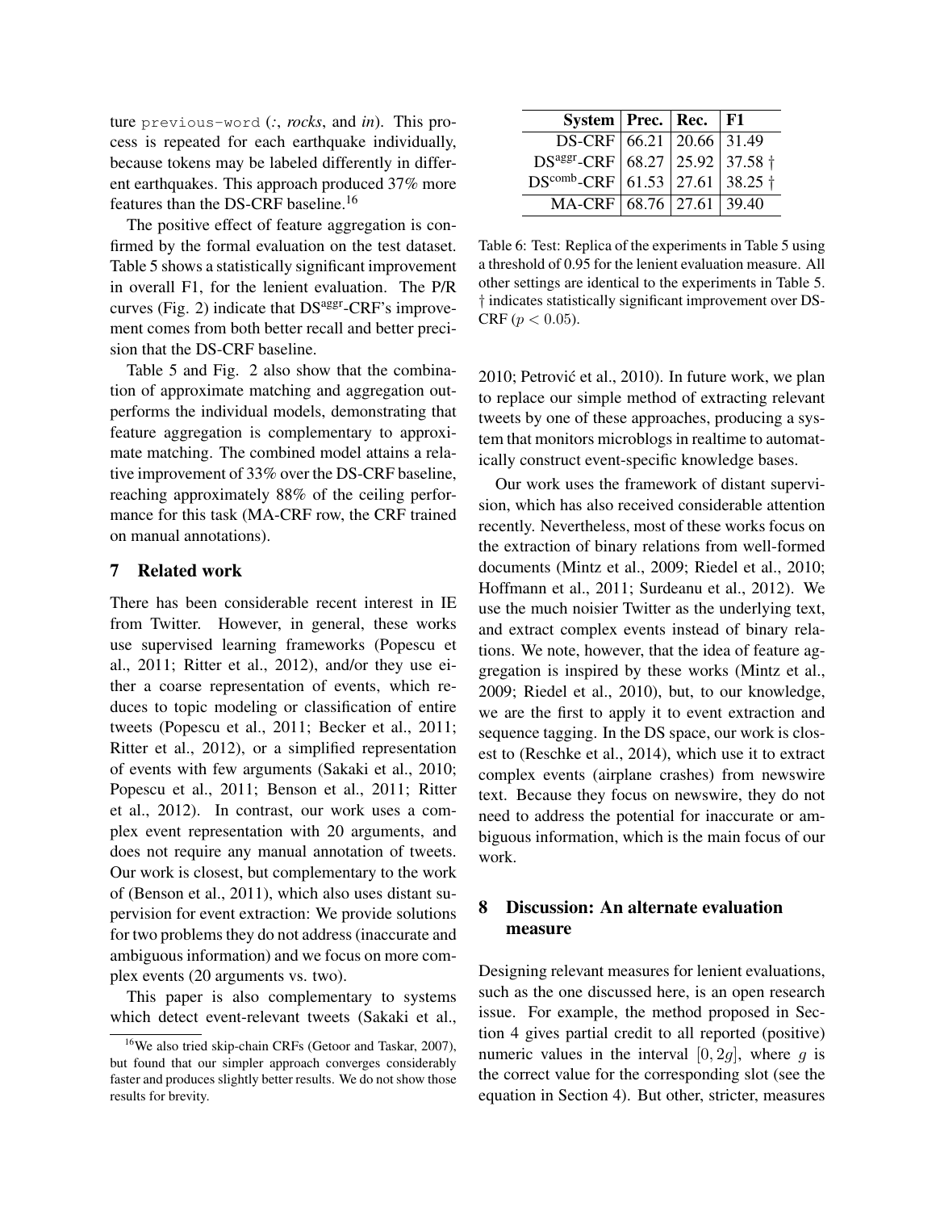ture `previous-word` (*:*, *rocks*, and *in*). This process is repeated for each earthquake individually, because tokens may be labeled differently in different earthquakes. This approach produced 37% more features than the DS-CRF baseline.[16]

The positive effect of feature aggregation is confirmed by the formal evaluation on the test dataset. Table 5 shows a statistically significant improvement in overall F1, for the lenient evaluation. The P/R curves (Fig. 2) indicate that DS$^{\text{aggr}}$-CRF's improvement comes from both better recall and better precision that the DS-CRF baseline.

Table 5 and Fig. 2 also show that the combination of approximate matching and aggregation outperforms the individual models, demonstrating that feature aggregation is complementary to approximate matching. The combined model attains a relative improvement of 33% over the DS-CRF baseline, reaching approximately 88% of the ceiling performance for this task (MA-CRF row, the CRF trained on manual annotations).

## 7 Related work

There has been considerable recent interest in IE from Twitter. However, in general, these works use supervised learning frameworks (Popescu et al., 2011; Ritter et al., 2012), and/or they use either a coarse representation of events, which reduces to topic modeling or classification of entire tweets (Popescu et al., 2011; Becker et al., 2011; Ritter et al., 2012), or a simplified representation of events with few arguments (Sakaki et al., 2010; Popescu et al., 2011; Benson et al., 2011; Ritter et al., 2012). In contrast, our work uses a complex event representation with 20 arguments, and does not require any manual annotation of tweets. Our work is closest, but complementary to the work of (Benson et al., 2011), which also uses distant supervision for event extraction: We provide solutions for two problems they do not address (inaccurate and ambiguous information) and we focus on more complex events (20 arguments vs. two).

This paper is also complementary to systems which detect event-relevant tweets (Sakaki et al., 2010; Petrović et al., 2010). In future work, we plan to replace our simple method of extracting relevant tweets by one of these approaches, producing a system that monitors microblogs in realtime to automatically construct event-specific knowledge bases.

Our work uses the framework of distant supervision, which has also received considerable attention recently. Nevertheless, most of these works focus on the extraction of binary relations from well-formed documents (Mintz et al., 2009; Riedel et al., 2010; Hoffmann et al., 2011; Surdeanu et al., 2012). We use the much noisier Twitter as the underlying text, and extract complex events instead of binary relations. We note, however, that the idea of feature aggregation is inspired by these works (Mintz et al., 2009; Riedel et al., 2010), but, to our knowledge, we are the first to apply it to event extraction and sequence tagging. In the DS space, our work is closest to (Reschke et al., 2014), which use it to extract complex events (airplane crashes) from newswire text. Because they focus on newswire, they do not need to address the potential for inaccurate or ambiguous information, which is the main focus of our work.

| System | Prec. | Rec. | F1 |
|---|---|---|---|
| DS-CRF | 66.21 | 20.66 | 31.49 |
| DS$^{\text{aggr}}$-CRF | 68.27 | 25.92 | 37.58 † |
| DS$^{\text{comb}}$-CRF | 61.53 | 27.61 | 38.25 † |
| MA-CRF | 68.76 | 27.61 | 39.40 |

Table 6: Test: Replica of the experiments in Table 5 using a threshold of 0.95 for the lenient evaluation measure. All other settings are identical to the experiments in Table 5. † indicates statistically significant improvement over DS-CRF ($p < 0.05$).

## 8 Discussion: An alternate evaluation measure

Designing relevant measures for lenient evaluations, such as the one discussed here, is an open research issue. For example, the method proposed in Section 4 gives partial credit to all reported (positive) numeric values in the interval $[0, 2g]$, where $g$ is the correct value for the corresponding slot (see the equation in Section 4). But other, stricter, measures

[16]We also tried skip-chain CRFs (Getoor and Taskar, 2007), but found that our simpler approach converges considerably faster and produces slightly better results. We do not show those results for brevity.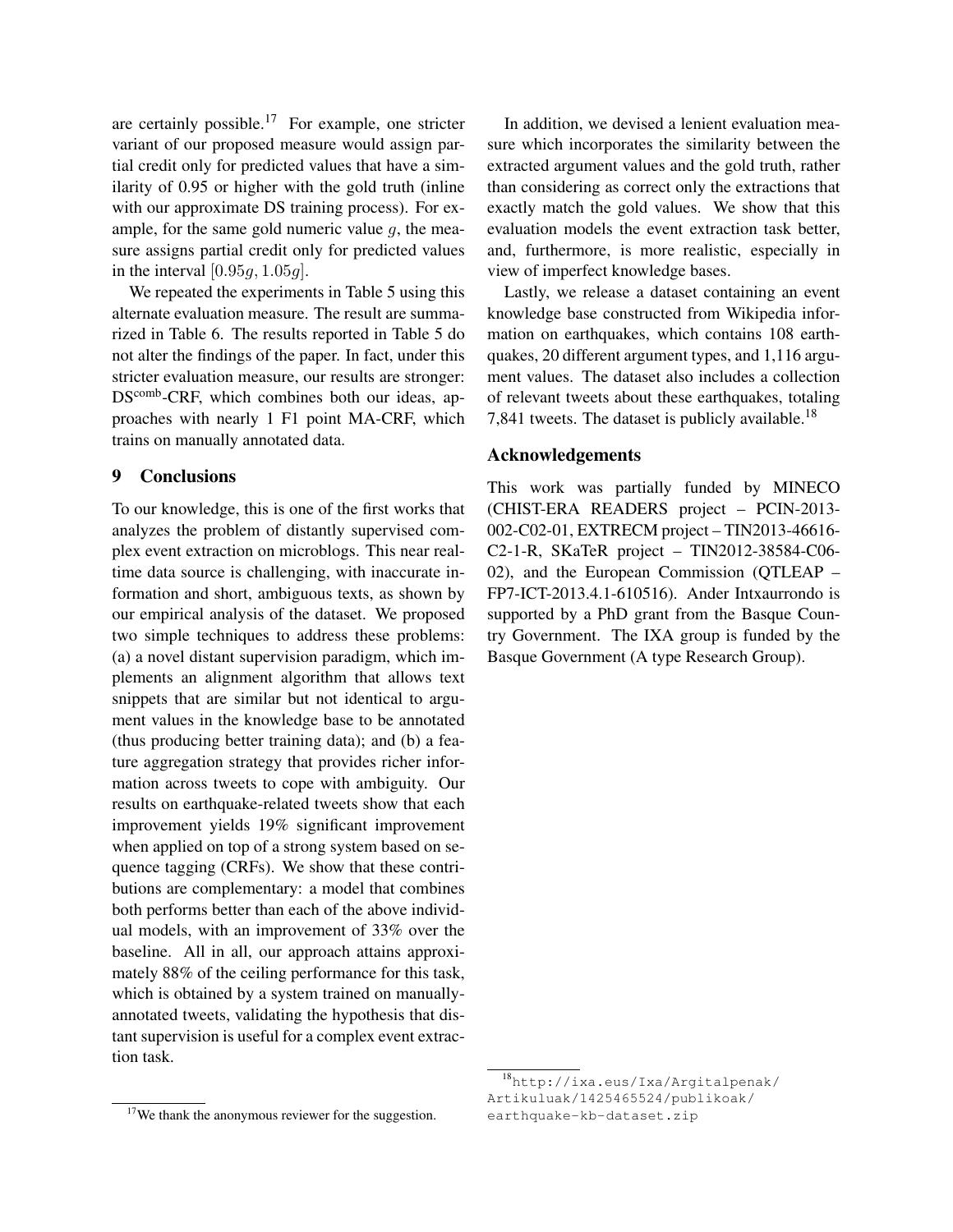are certainly possible.[17] For example, one stricter variant of our proposed measure would assign partial credit only for predicted values that have a similarity of 0.95 or higher with the gold truth (inline with our approximate DS training process). For example, for the same gold numeric value $g$, the measure assigns partial credit only for predicted values in the interval $[0.95g, 1.05g]$.

We repeated the experiments in Table 5 using this alternate evaluation measure. The result are summarized in Table 6. The results reported in Table 5 do not alter the findings of the paper. In fact, under this stricter evaluation measure, our results are stronger: DS$^{\text{comb}}$-CRF, which combines both our ideas, approaches with nearly 1 F1 point MA-CRF, which trains on manually annotated data.

## 9 Conclusions

To our knowledge, this is one of the first works that analyzes the problem of distantly supervised complex event extraction on microblogs. This near real-time data source is challenging, with inaccurate information and short, ambiguous texts, as shown by our empirical analysis of the dataset. We proposed two simple techniques to address these problems: (a) a novel distant supervision paradigm, which implements an alignment algorithm that allows text snippets that are similar but not identical to argument values in the knowledge base to be annotated (thus producing better training data); and (b) a feature aggregation strategy that provides richer information across tweets to cope with ambiguity. Our results on earthquake-related tweets show that each improvement yields 19% significant improvement when applied on top of a strong system based on sequence tagging (CRFs). We show that these contributions are complementary: a model that combines both performs better than each of the above individual models, with an improvement of 33% over the baseline. All in all, our approach attains approximately 88% of the ceiling performance for this task, which is obtained by a system trained on manually-annotated tweets, validating the hypothesis that distant supervision is useful for a complex event extraction task.

In addition, we devised a lenient evaluation measure which incorporates the similarity between the extracted argument values and the gold truth, rather than considering as correct only the extractions that exactly match the gold values. We show that this evaluation models the event extraction task better, and, furthermore, is more realistic, especially in view of imperfect knowledge bases.

Lastly, we release a dataset containing an event knowledge base constructed from Wikipedia information on earthquakes, which contains 108 earthquakes, 20 different argument types, and 1,116 argument values. The dataset also includes a collection of relevant tweets about these earthquakes, totaling 7,841 tweets. The dataset is publicly available.[18]

## Acknowledgements

This work was partially funded by MINECO (CHIST-ERA READERS project – PCIN-2013-002-C02-01, EXTRECM project – TIN2013-46616-C2-1-R, SKaTeR project – TIN2012-38584-C06-02), and the European Commission (QTLEAP – FP7-ICT-2013.4.1-610516). Ander Intxaurrondo is supported by a PhD grant from the Basque Country Government. The IXA group is funded by the Basque Government (A type Research Group).

[17] We thank the anonymous reviewer for the suggestion.

[18] http://ixa.eus/Ixa/Argitalpenak/Artikuluak/1425465524/publikoak/earthquake-kb-dataset.zip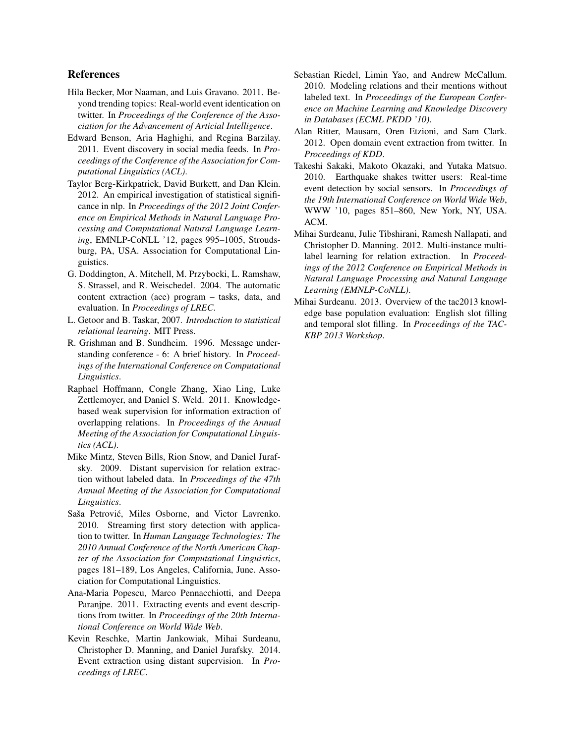## References

Hila Becker, Mor Naaman, and Luis Gravano. 2011. Beyond trending topics: Real-world event identication on twitter. In *Proceedings of the Conference of the Association for the Advancement of Articial Intelligence*.

Edward Benson, Aria Haghighi, and Regina Barzilay. 2011. Event discovery in social media feeds. In *Proceedings of the Conference of the Association for Computational Linguistics (ACL)*.

Taylor Berg-Kirkpatrick, David Burkett, and Dan Klein. 2012. An empirical investigation of statistical significance in nlp. In *Proceedings of the 2012 Joint Conference on Empirical Methods in Natural Language Processing and Computational Natural Language Learning*, EMNLP-CoNLL '12, pages 995–1005, Stroudsburg, PA, USA. Association for Computational Linguistics.

G. Doddington, A. Mitchell, M. Przybocki, L. Ramshaw, S. Strassel, and R. Weischedel. 2004. The automatic content extraction (ace) program – tasks, data, and evaluation. In *Proceedings of LREC*.

L. Getoor and B. Taskar, 2007. *Introduction to statistical relational learning*. MIT Press.

R. Grishman and B. Sundheim. 1996. Message understanding conference - 6: A brief history. In *Proceedings of the International Conference on Computational Linguistics*.

Raphael Hoffmann, Congle Zhang, Xiao Ling, Luke Zettlemoyer, and Daniel S. Weld. 2011. Knowledge-based weak supervision for information extraction of overlapping relations. In *Proceedings of the Annual Meeting of the Association for Computational Linguistics (ACL)*.

Mike Mintz, Steven Bills, Rion Snow, and Daniel Jurafsky. 2009. Distant supervision for relation extraction without labeled data. In *Proceedings of the 47th Annual Meeting of the Association for Computational Linguistics*.

Saša Petrović, Miles Osborne, and Victor Lavrenko. 2010. Streaming first story detection with application to twitter. In *Human Language Technologies: The 2010 Annual Conference of the North American Chapter of the Association for Computational Linguistics*, pages 181–189, Los Angeles, California, June. Association for Computational Linguistics.

Ana-Maria Popescu, Marco Pennacchiotti, and Deepa Paranjpe. 2011. Extracting events and event descriptions from twitter. In *Proceedings of the 20th International Conference on World Wide Web*.

Kevin Reschke, Martin Jankowiak, Mihai Surdeanu, Christopher D. Manning, and Daniel Jurafsky. 2014. Event extraction using distant supervision. In *Proceedings of LREC*.

Sebastian Riedel, Limin Yao, and Andrew McCallum. 2010. Modeling relations and their mentions without labeled text. In *Proceedings of the European Conference on Machine Learning and Knowledge Discovery in Databases (ECML PKDD '10)*.

Alan Ritter, Mausam, Oren Etzioni, and Sam Clark. 2012. Open domain event extraction from twitter. In *Proceedings of KDD*.

Takeshi Sakaki, Makoto Okazaki, and Yutaka Matsuo. 2010. Earthquake shakes twitter users: Real-time event detection by social sensors. In *Proceedings of the 19th International Conference on World Wide Web*, WWW '10, pages 851–860, New York, NY, USA. ACM.

Mihai Surdeanu, Julie Tibshirani, Ramesh Nallapati, and Christopher D. Manning. 2012. Multi-instance multi-label learning for relation extraction. In *Proceedings of the 2012 Conference on Empirical Methods in Natural Language Processing and Natural Language Learning (EMNLP-CoNLL)*.

Mihai Surdeanu. 2013. Overview of the tac2013 knowledge base population evaluation: English slot filling and temporal slot filling. In *Proceedings of the TAC-KBP 2013 Workshop*.